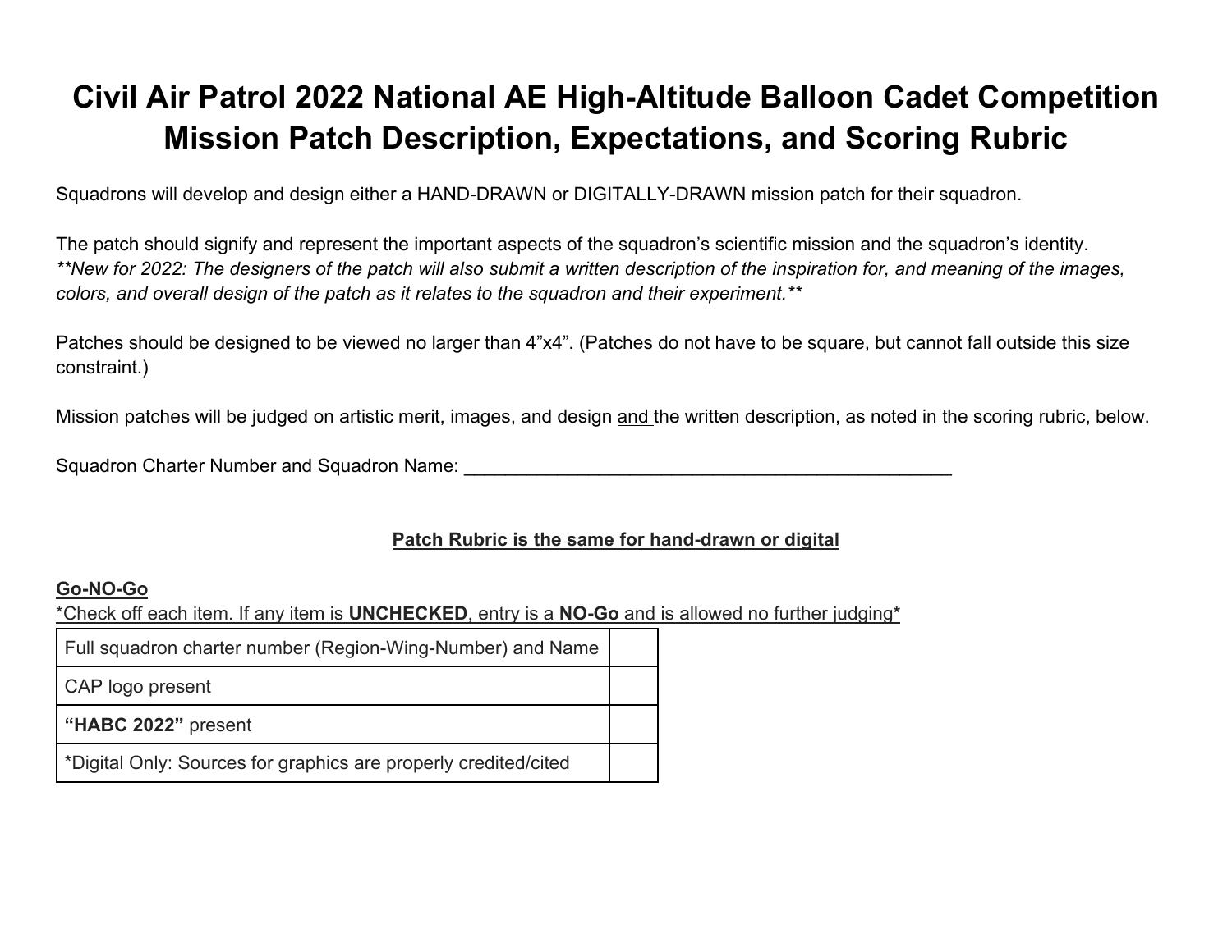# Civil Air Patrol 2022 National AE High-Altitude Balloon Cadet Competition Mission Patch Description, Expectations, and Scoring Rubric

Squadrons will develop and design either a HAND-DRAWN or DIGITALLY-DRAWN mission patch for their squadron.

The patch should signify and represent the important aspects of the squadron's scientific mission and the squadron's identity. ***\*New for 2022: The designers of the patch will also submit a written description of the inspiration for, and meaning of the images, colors, and overall design of the patch as it relates to the squadron and their experiment.\*\****

Patches should be designed to be viewed no larger than 4"x4". (Patches do not have to be square, but cannot fall outside this size constraint.)

Mission patches will be judged on artistic merit, images, and design <u>and</u> the written description, as noted in the scoring rubric, below.

Squadron Charter Number and Squadron Name: ____________________________________________________

**<u>Patch Rubric is the same for hand-drawn or digital</u>**

**<u>Go-NO-Go</u>**

<u>*Check off each item. If any item is **UNCHECKED**, entry is a **NO-Go** and is allowed no further judging*</u>

| Item | Check |
|---|---|
| Full squadron charter number (Region-Wing-Number) and Name | |
| CAP logo present | |
| **"HABC 2022"** present | |
| *Digital Only: Sources for graphics are properly credited/cited | |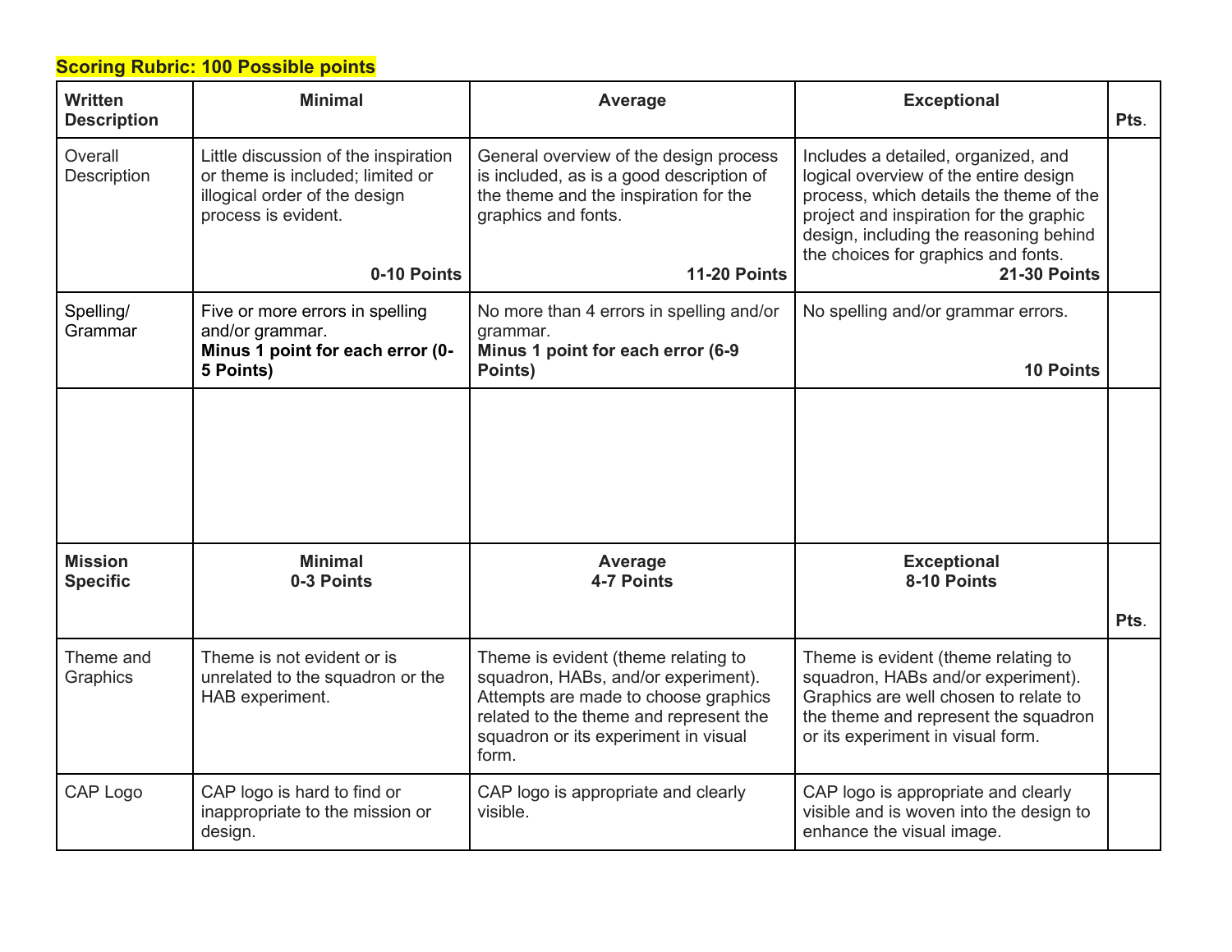**Scoring Rubric: 100 Possible points**

| **Written Description** | **Minimal** | **Average** | **Exceptional** | **Pts.** |
|---|---|---|---|---|
| Overall Description | Little discussion of the inspiration or theme is included; limited or illogical order of the design process is evident. **0-10 Points** | General overview of the design process is included, as is a good description of the theme and the inspiration for the graphics and fonts. **11-20 Points** | Includes a detailed, organized, and logical overview of the entire design process, which details the theme of the project and inspiration for the graphic design, including the reasoning behind the choices for graphics and fonts. **21-30 Points** | |
| Spelling/ Grammar | Five or more errors in spelling and/or grammar. **Minus 1 point for each error (0-5 Points)** | No more than 4 errors in spelling and/or grammar. **Minus 1 point for each error (6-9 Points)** | No spelling and/or grammar errors. **10 Points** | |
| | | | | |
| **Mission Specific** | **Minimal 0-3 Points** | **Average 4-7 Points** | **Exceptional 8-10 Points** | **Pts.** |
| Theme and Graphics | Theme is not evident or is unrelated to the squadron or the HAB experiment. | Theme is evident (theme relating to squadron, HABs, and/or experiment). Attempts are made to choose graphics related to the theme and represent the squadron or its experiment in visual form. | Theme is evident (theme relating to squadron, HABs and/or experiment). Graphics are well chosen to relate to the theme and represent the squadron or its experiment in visual form. | |
| CAP Logo | CAP logo is hard to find or inappropriate to the mission or design. | CAP logo is appropriate and clearly visible. | CAP logo is appropriate and clearly visible and is woven into the design to enhance the visual image. | |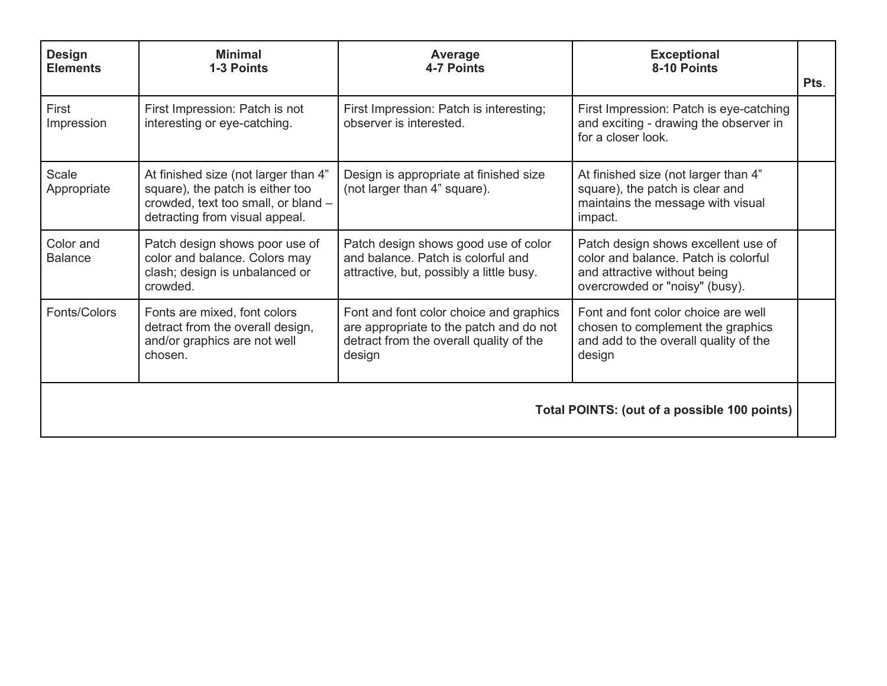| **Design Elements** | **Minimal 1-3 Points** | **Average 4-7 Points** | **Exceptional 8-10 Points** | **Pts**. |
|---|---|---|---|---|
| First Impression | First Impression: Patch is not interesting or eye-catching. | First Impression: Patch is interesting; observer is interested. | First Impression: Patch is eye-catching and exciting - drawing the observer in for a closer look. | |
| Scale Appropriate | At finished size (not larger than 4" square), the patch is either too crowded, text too small, or bland – detracting from visual appeal. | Design is appropriate at finished size (not larger than 4" square). | At finished size (not larger than 4" square), the patch is clear and maintains the message with visual impact. | |
| Color and Balance | Patch design shows poor use of color and balance. Colors may clash; design is unbalanced or crowded. | Patch design shows good use of color and balance. Patch is colorful and attractive, but, possibly a little busy. | Patch design shows excellent use of color and balance. Patch is colorful and attractive without being overcrowded or "noisy" (busy). | |
| Fonts/Colors | Fonts are mixed, font colors detract from the overall design, and/or graphics are not well chosen. | Font and font color choice and graphics are appropriate to the patch and do not detract from the overall quality of the design | Font and font color choice are well chosen to complement the graphics and add to the overall quality of the design | |
| | | | **Total POINTS: (out of a possible 100 points)** | |